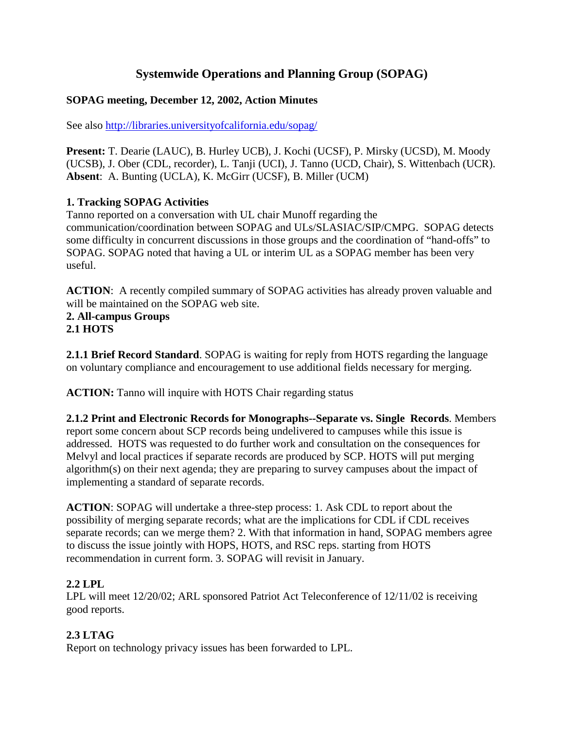# Systemwide Operations and Planning Group (SOPAG)

**SOPAG meeting, December 12, 2002, Action Minutes**

See also http://libraries.universityofcalifornia.edu/sopag/

**Present:** T. Dearie (LAUC), B. Hurley UCB), J. Kochi (UCSF), P. Mirsky (UCSD), M. Moody (UCSB), J. Ober (CDL, recorder), L. Tanji (UCI), J. Tanno (UCD, Chair), S. Wittenbach (UCR).
**Absent**: A. Bunting (UCLA), K. McGirr (UCSF), B. Miller (UCM)

**1. Tracking SOPAG Activities**
Tanno reported on a conversation with UL chair Munoff regarding the communication/coordination between SOPAG and ULs/SLASIAC/SIP/CMPG. SOPAG detects some difficulty in concurrent discussions in those groups and the coordination of "hand-offs" to SOPAG. SOPAG noted that having a UL or interim UL as a SOPAG member has been very useful.

**ACTION**: A recently compiled summary of SOPAG activities has already proven valuable and will be maintained on the SOPAG web site.

**2. All-campus Groups**
**2.1 HOTS**

**2.1.1 Brief Record Standard**. SOPAG is waiting for reply from HOTS regarding the language on voluntary compliance and encouragement to use additional fields necessary for merging.

**ACTION:** Tanno will inquire with HOTS Chair regarding status

**2.1.2 Print and Electronic Records for Monographs--Separate vs. Single Records**. Members report some concern about SCP records being undelivered to campuses while this issue is addressed. HOTS was requested to do further work and consultation on the consequences for Melvyl and local practices if separate records are produced by SCP. HOTS will put merging algorithm(s) on their next agenda; they are preparing to survey campuses about the impact of implementing a standard of separate records.

**ACTION**: SOPAG will undertake a three-step process: 1. Ask CDL to report about the possibility of merging separate records; what are the implications for CDL if CDL receives separate records; can we merge them? 2. With that information in hand, SOPAG members agree to discuss the issue jointly with HOPS, HOTS, and RSC reps. starting from HOTS recommendation in current form. 3. SOPAG will revisit in January.

**2.2 LPL**
LPL will meet 12/20/02; ARL sponsored Patriot Act Teleconference of 12/11/02 is receiving good reports.

**2.3 LTAG**
Report on technology privacy issues has been forwarded to LPL.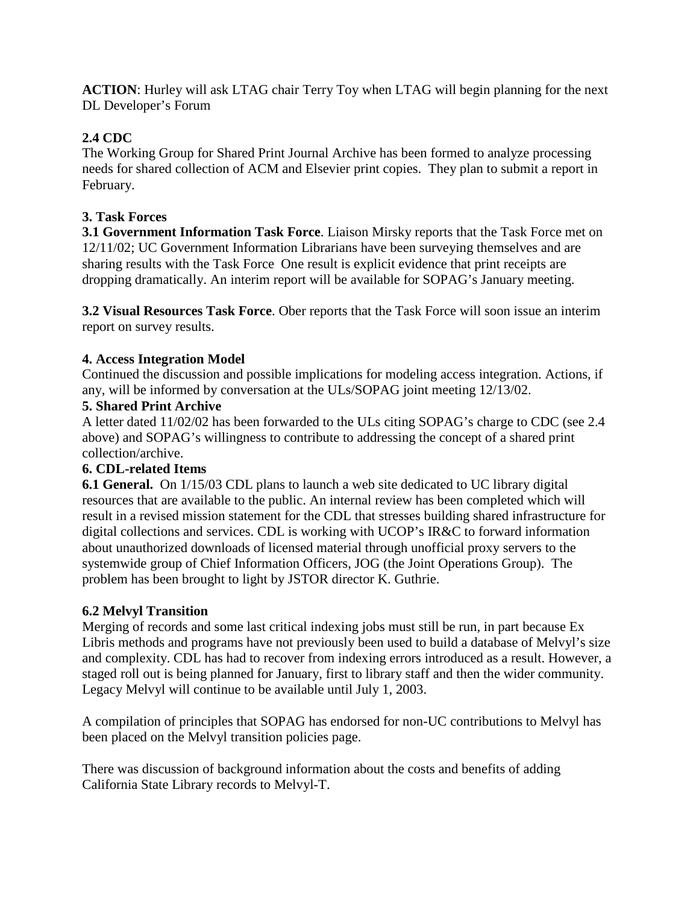**ACTION**: Hurley will ask LTAG chair Terry Toy when LTAG will begin planning for the next DL Developer's Forum

**2.4 CDC**

The Working Group for Shared Print Journal Archive has been formed to analyze processing needs for shared collection of ACM and Elsevier print copies. They plan to submit a report in February.

**3. Task Forces**

**3.1 Government Information Task Force**. Liaison Mirsky reports that the Task Force met on 12/11/02; UC Government Information Librarians have been surveying themselves and are sharing results with the Task Force One result is explicit evidence that print receipts are dropping dramatically. An interim report will be available for SOPAG's January meeting.

**3.2 Visual Resources Task Force**. Ober reports that the Task Force will soon issue an interim report on survey results.

**4. Access Integration Model**

Continued the discussion and possible implications for modeling access integration. Actions, if any, will be informed by conversation at the ULs/SOPAG joint meeting 12/13/02.

**5. Shared Print Archive**

A letter dated 11/02/02 has been forwarded to the ULs citing SOPAG's charge to CDC (see 2.4 above) and SOPAG's willingness to contribute to addressing the concept of a shared print collection/archive.

**6. CDL-related Items**

**6.1 General.** On 1/15/03 CDL plans to launch a web site dedicated to UC library digital resources that are available to the public. An internal review has been completed which will result in a revised mission statement for the CDL that stresses building shared infrastructure for digital collections and services. CDL is working with UCOP's IR&C to forward information about unauthorized downloads of licensed material through unofficial proxy servers to the systemwide group of Chief Information Officers, JOG (the Joint Operations Group). The problem has been brought to light by JSTOR director K. Guthrie.

**6.2 Melvyl Transition**

Merging of records and some last critical indexing jobs must still be run, in part because Ex Libris methods and programs have not previously been used to build a database of Melvyl's size and complexity. CDL has had to recover from indexing errors introduced as a result. However, a staged roll out is being planned for January, first to library staff and then the wider community. Legacy Melvyl will continue to be available until July 1, 2003.

A compilation of principles that SOPAG has endorsed for non-UC contributions to Melvyl has been placed on the Melvyl transition policies page.

There was discussion of background information about the costs and benefits of adding California State Library records to Melvyl-T.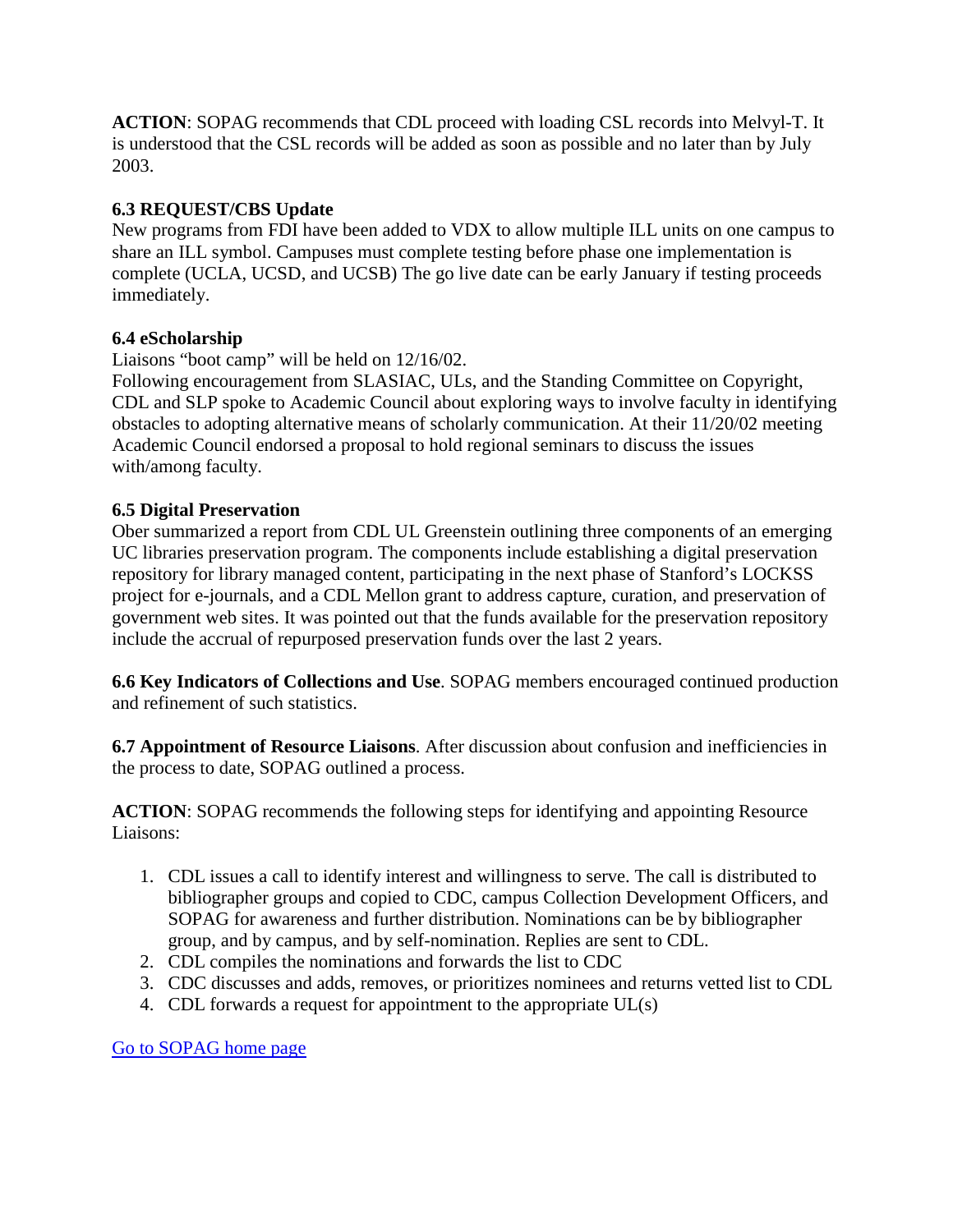**ACTION**: SOPAG recommends that CDL proceed with loading CSL records into Melvyl-T. It is understood that the CSL records will be added as soon as possible and no later than by July 2003.

### 6.3 REQUEST/CBS Update

New programs from FDI have been added to VDX to allow multiple ILL units on one campus to share an ILL symbol. Campuses must complete testing before phase one implementation is complete (UCLA, UCSD, and UCSB) The go live date can be early January if testing proceeds immediately.

### 6.4 eScholarship

Liaisons "boot camp" will be held on 12/16/02.

Following encouragement from SLASIAC, ULs, and the Standing Committee on Copyright, CDL and SLP spoke to Academic Council about exploring ways to involve faculty in identifying obstacles to adopting alternative means of scholarly communication. At their 11/20/02 meeting Academic Council endorsed a proposal to hold regional seminars to discuss the issues with/among faculty.

### 6.5 Digital Preservation

Ober summarized a report from CDL UL Greenstein outlining three components of an emerging UC libraries preservation program. The components include establishing a digital preservation repository for library managed content, participating in the next phase of Stanford's LOCKSS project for e-journals, and a CDL Mellon grant to address capture, curation, and preservation of government web sites. It was pointed out that the funds available for the preservation repository include the accrual of repurposed preservation funds over the last 2 years.

**6.6 Key Indicators of Collections and Use**. SOPAG members encouraged continued production and refinement of such statistics.

**6.7 Appointment of Resource Liaisons**. After discussion about confusion and inefficiencies in the process to date, SOPAG outlined a process.

**ACTION**: SOPAG recommends the following steps for identifying and appointing Resource Liaisons:

1. CDL issues a call to identify interest and willingness to serve. The call is distributed to bibliographer groups and copied to CDC, campus Collection Development Officers, and SOPAG for awareness and further distribution. Nominations can be by bibliographer group, and by campus, and by self-nomination. Replies are sent to CDL.
2. CDL compiles the nominations and forwards the list to CDC
3. CDC discusses and adds, removes, or prioritizes nominees and returns vetted list to CDL
4. CDL forwards a request for appointment to the appropriate UL(s)

Go to SOPAG home page